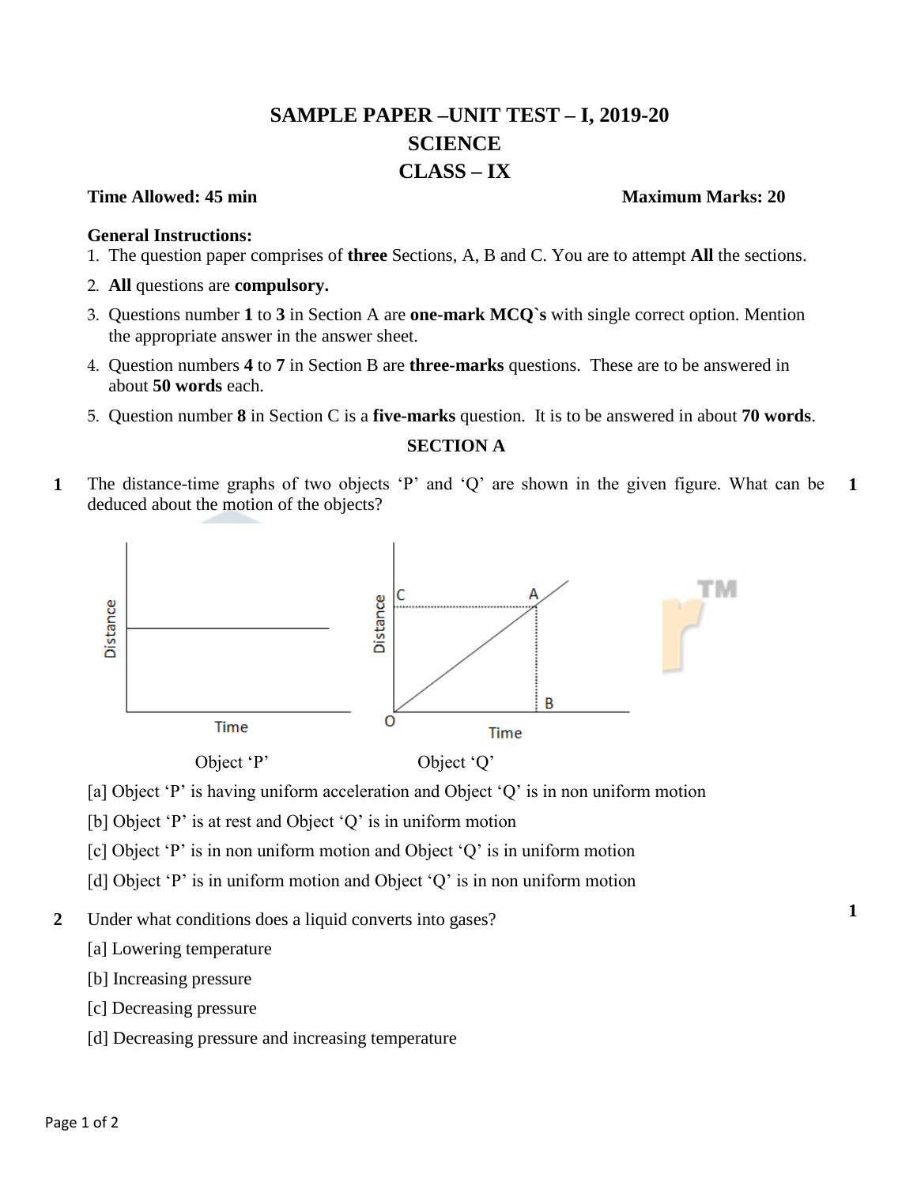# SAMPLE PAPER –UNIT TEST – I, 2019-20

## SCIENCE

## CLASS – IX

**Time Allowed: 45 min** **Maximum Marks: 20**

**General Instructions:**

1. The question paper comprises of **three** Sections, A, B and C. You are to attempt **All** the sections.
2. **All** questions are **compulsory.**
3. Questions number **1** to **3** in Section A are **one-mark MCQ`s** with single correct option. Mention the appropriate answer in the answer sheet.
4. Question numbers **4** to **7** in Section B are **three-marks** questions. These are to be answered in about **50 words** each.
5. Question number **8** in Section C is a **five-marks** question. It is to be answered in about **70 words**.

### SECTION A

**1** The distance-time graphs of two objects 'P' and 'Q' are shown in the given figure. What can be deduced about the motion of the objects? **1**

Object 'P' Object 'Q'

[a] Object 'P' is having uniform acceleration and Object 'Q' is in non uniform motion

[b] Object 'P' is at rest and Object 'Q' is in uniform motion

[c] Object 'P' is in non uniform motion and Object 'Q' is in uniform motion

[d] Object 'P' is in uniform motion and Object 'Q' is in non uniform motion

**2** Under what conditions does a liquid converts into gases? **1**

[a] Lowering temperature

[b] Increasing pressure

[c] Decreasing pressure

[d] Decreasing pressure and increasing temperature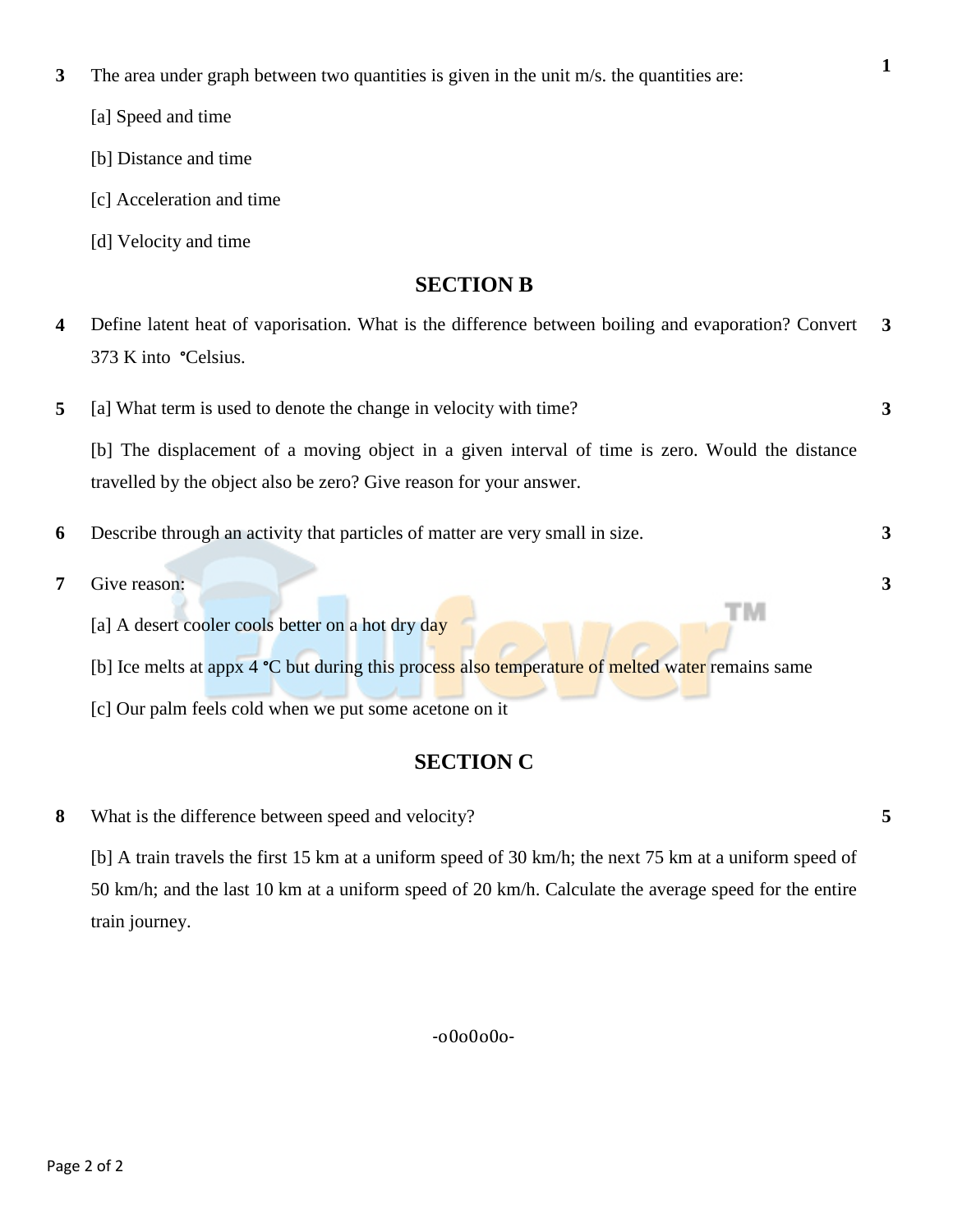**3** The area under graph between two quantities is given in the unit m/s. the quantities are: **1**

[a] Speed and time

[b] Distance and time

[c] Acceleration and time

[d] Velocity and time

## SECTION B

**4** Define latent heat of vaporisation. What is the difference between boiling and evaporation? Convert 373 K into °Celsius. **3**

**5** [a] What term is used to denote the change in velocity with time? **3**

[b] The displacement of a moving object in a given interval of time is zero. Would the distance travelled by the object also be zero? Give reason for your answer.

**6** Describe through an activity that particles of matter are very small in size. **3**

**7** Give reason: **3**

[a] A desert cooler cools better on a hot dry day

[b] Ice melts at appx 4 °C but during this process also temperature of melted water remains same

[c] Our palm feels cold when we put some acetone on it

## SECTION C

**8** What is the difference between speed and velocity? **5**

[b] A train travels the first 15 km at a uniform speed of 30 km/h; the next 75 km at a uniform speed of 50 km/h; and the last 10 km at a uniform speed of 20 km/h. Calculate the average speed for the entire train journey.

-o0o0o0o-